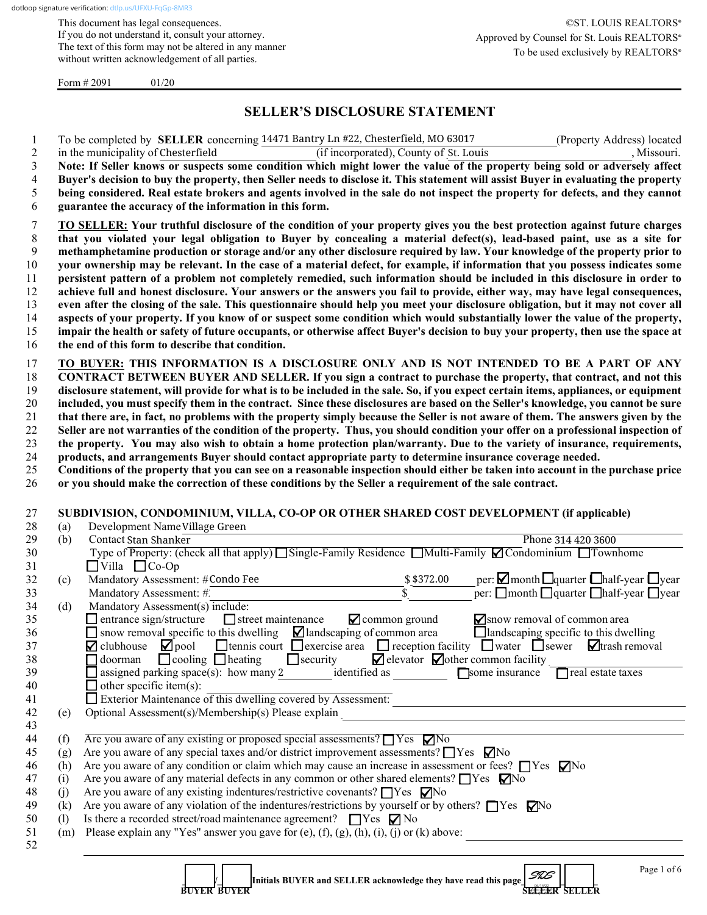dotloop signature verification: dtlp.us/UFXU-FqGp-8MR3

This document has legal consequences.
If you do not understand it, consult your attorney.
The text of this form may not be altered in any manner without written acknowledgement of all parties.

©ST. LOUIS REALTORS®
Approved by Counsel for St. Louis REALTORS®
To be used exclusively by REALTORS®

Form # 2091 01/20

# SELLER'S DISCLOSURE STATEMENT

1 To be completed by **SELLER** concerning 14471 Bantry Ln #22, Chesterfield, MO 63017 (Property Address) located
2 in the municipality of Chesterfield (if incorporated), County of St. Louis, Missouri.
3 **Note: If Seller knows or suspects some condition which might lower the value of the property being sold or adversely affect**
4 **Buyer's decision to buy the property, then Seller needs to disclose it. This statement will assist Buyer in evaluating the property**
5 **being considered. Real estate brokers and agents involved in the sale do not inspect the property for defects, and they cannot**
6 **guarantee the accuracy of the information in this form.**

7 **TO SELLER: Your truthful disclosure of the condition of your property gives you the best protection against future charges**
8 **that you violated your legal obligation to Buyer by concealing a material defect(s), lead-based paint, use as a site for**
9 **methamphetamine production or storage and/or any other disclosure required by law. Your knowledge of the property prior to**
10 **your ownership may be relevant. In the case of a material defect, for example, if information that you possess indicates some**
11 **persistent pattern of a problem not completely remedied, such information should be included in this disclosure in order to**
12 **achieve full and honest disclosure. Your answers or the answers you fail to provide, either way, may have legal consequences,**
13 **even after the closing of the sale. This questionnaire should help you meet your disclosure obligation, but it may not cover all**
14 **aspects of your property. If you know of or suspect some condition which would substantially lower the value of the property,**
15 **impair the health or safety of future occupants, or otherwise affect Buyer's decision to buy your property, then use the space at**
16 **the end of this form to describe that condition.**

17 **TO BUYER: THIS INFORMATION IS A DISCLOSURE ONLY AND IS NOT INTENDED TO BE A PART OF ANY**
18 **CONTRACT BETWEEN BUYER AND SELLER. If you sign a contract to purchase the property, that contract, and not this**
19 **disclosure statement, will provide for what is to be included in the sale. So, if you expect certain items, appliances, or equipment**
20 **included, you must specify them in the contract. Since these disclosures are based on the Seller's knowledge, you cannot be sure**
21 **that there are, in fact, no problems with the property simply because the Seller is not aware of them. The answers given by the**
22 **Seller are not warranties of the condition of the property. Thus, you should condition your offer on a professional inspection of**
23 **the property. You may also wish to obtain a home protection plan/warranty. Due to the variety of insurance, requirements,**
24 **products, and arrangements Buyer should contact appropriate party to determine insurance coverage needed.**
25 **Conditions of the property that you can see on a reasonable inspection should either be taken into account in the purchase price**
26 **or you should make the correction of these conditions by the Seller a requirement of the sale contract.**

27 **SUBDIVISION, CONDOMINIUM, VILLA, CO-OP OR OTHER SHARED COST DEVELOPMENT (if applicable)**
28 (a) Development Name Village Green
29 (b) Contact Stan Shanker Phone 314 420 3600
30 Type of Property: (check all that apply) ☐ Single-Family Residence ☐ Multi-Family ☑ Condominium ☐ Townhome
31 ☐ Villa ☐ Co-Op
32 (c) Mandatory Assessment: # Condo Fee $ $372.00 per: ☑ month ☐ quarter ☐ half-year ☐ year
33 Mandatory Assessment: # $ per: ☐ month ☐ quarter ☐ half-year ☐ year
34 (d) Mandatory Assessment(s) include:
35 ☐ entrance sign/structure ☐ street maintenance ☑ common ground ☑ snow removal of common area
36 ☐ snow removal specific to this dwelling ☑ landscaping of common area ☐ landscaping specific to this dwelling
37 ☑ clubhouse ☑ pool ☐ tennis court ☐ exercise area ☐ reception facility ☐ water ☐ sewer ☑ trash removal
38 ☐ doorman ☐ cooling ☐ heating ☐ security ☑ elevator ☑ other common facility
39 ☐ assigned parking space(s): how many 2 identified as ☐ some insurance ☐ real estate taxes
40 ☐ other specific item(s):
41 ☐ Exterior Maintenance of this dwelling covered by Assessment:
42 (e) Optional Assessment(s)/Membership(s) Please explain
43
44 (f) Are you aware of any existing or proposed special assessments? ☐ Yes ☑ No
45 (g) Are you aware of any special taxes and/or district improvement assessments? ☐ Yes ☑ No
46 (h) Are you aware of any condition or claim which may cause an increase in assessment or fees? ☐ Yes ☑ No
47 (i) Are you aware of any material defects in any common or other shared elements? ☐ Yes ☑ No
48 (j) Are you aware of any existing indentures/restrictive covenants? ☐ Yes ☑ No
49 (k) Are you aware of any violation of the indentures/restrictions by yourself or by others? ☐ Yes ☑ No
50 (l) Is there a recorded street/road maintenance agreement? ☐ Yes ☑ No
51 (m) Please explain any "Yes" answer you gave for (e), (f), (g), (h), (i), (j) or (k) above:
52

BUYER / BUYER **Initials BUYER and SELLER acknowledge they have read this page** SDS SELLER / SELLER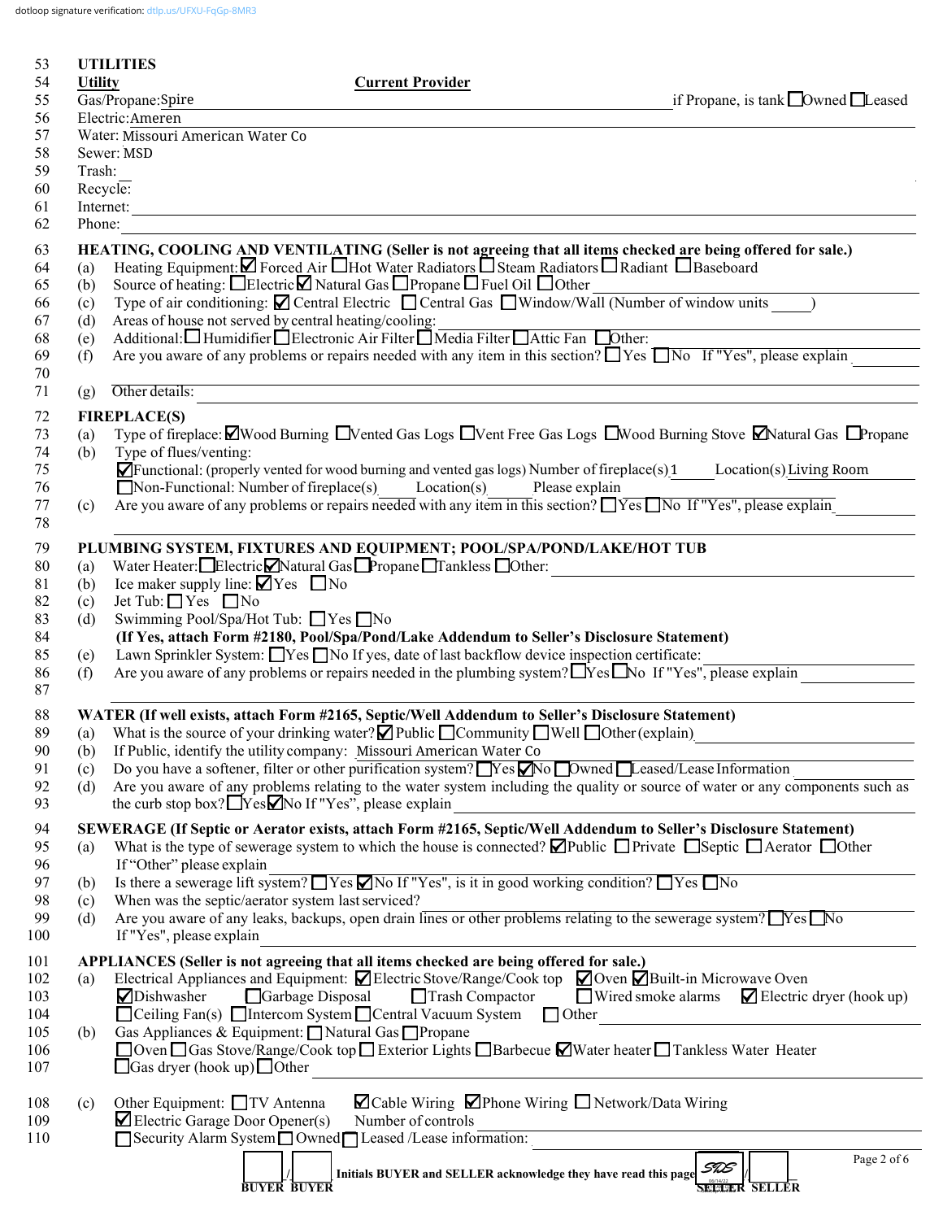## UTILITIES

**Utility** — **Current Provider**

- Gas/Propane: Spire — if Propane, is tank ☐ Owned ☐ Leased
- Electric: Ameren
- Water: Missouri American Water Co
- Sewer: MSD
- Trash:
- Recycle:
- Internet:
- Phone:

## HEATING, COOLING AND VENTILATING (Seller is not agreeing that all items checked are being offered for sale.)

(a) Heating Equipment: ☑ Forced Air ☐ Hot Water Radiators ☐ Steam Radiators ☐ Radiant ☐ Baseboard

(b) Source of heating: ☐ Electric ☑ Natural Gas ☐ Propane ☐ Fuel Oil ☐ Other

(c) Type of air conditioning: ☑ Central Electric ☐ Central Gas ☐ Window/Wall (Number of window units ____)

(d) Areas of house not served by central heating/cooling:

(e) Additional: ☐ Humidifier ☐ Electronic Air Filter ☐ Media Filter ☐ Attic Fan ☐ Other:

(f) Are you aware of any problems or repairs needed with any item in this section? ☐ Yes ☐ No If "Yes", please explain

(g) Other details:

## FIREPLACE(S)

(a) Type of fireplace: ☑ Wood Burning ☐ Vented Gas Logs ☐ Vent Free Gas Logs ☐ Wood Burning Stove ☑ Natural Gas ☐ Propane

(b) Type of flues/venting:

☑ Functional: (properly vented for wood burning and vented gas logs) Number of fireplace(s) 1 Location(s) Living Room

☐ Non-Functional: Number of fireplace(s) ____ Location(s) ____ Please explain

(c) Are you aware of any problems or repairs needed with any item in this section? ☐ Yes ☐ No If "Yes", please explain

## PLUMBING SYSTEM, FIXTURES AND EQUIPMENT; POOL/SPA/POND/LAKE/HOT TUB

(a) Water Heater: ☐ Electric ☑ Natural Gas ☐ Propane ☐ Tankless ☐ Other:

(b) Ice maker supply line: ☑ Yes ☐ No

(c) Jet Tub: ☐ Yes ☐ No

(d) Swimming Pool/Spa/Hot Tub: ☐ Yes ☐ No

**(If Yes, attach Form #2180, Pool/Spa/Pond/Lake Addendum to Seller's Disclosure Statement)**

(e) Lawn Sprinkler System: ☐ Yes ☐ No If yes, date of last backflow device inspection certificate:

(f) Are you aware of any problems or repairs needed in the plumbing system? ☐ Yes ☐ No If "Yes", please explain

## WATER (If well exists, attach Form #2165, Septic/Well Addendum to Seller's Disclosure Statement)

(a) What is the source of your drinking water? ☑ Public ☐ Community ☐ Well ☐ Other (explain)

(b) If Public, identify the utility company: Missouri American Water Co

(c) Do you have a softener, filter or other purification system? ☐ Yes ☑ No ☐ Owned ☐ Leased/Lease Information

(d) Are you aware of any problems relating to the water system including the quality or source of water or any components such as the curb stop box? ☐ Yes ☑ No If "Yes", please explain

## SEWERAGE (If Septic or Aerator exists, attach Form #2165, Septic/Well Addendum to Seller's Disclosure Statement)

(a) What is the type of sewerage system to which the house is connected? ☑ Public ☐ Private ☐ Septic ☐ Aerator ☐ Other

If "Other" please explain

(b) Is there a sewerage lift system? ☐ Yes ☑ No If "Yes", is it in good working condition? ☐ Yes ☐ No

(c) When was the septic/aerator system last serviced?

(d) Are you aware of any leaks, backups, open drain lines or other problems relating to the sewerage system? ☐ Yes ☐ No

If "Yes", please explain

## APPLIANCES (Seller is not agreeing that all items checked are being offered for sale.)

(a) Electrical Appliances and Equipment: ☑ Electric Stove/Range/Cook top ☑ Oven ☑ Built-in Microwave Oven

☑ Dishwasher ☐ Garbage Disposal ☐ Trash Compactor ☐ Wired smoke alarms ☑ Electric dryer (hook up)

☐ Ceiling Fan(s) ☐ Intercom System ☐ Central Vacuum System ☐ Other

(b) Gas Appliances & Equipment: ☐ Natural Gas ☐ Propane

☐ Oven ☐ Gas Stove/Range/Cook top ☐ Exterior Lights ☐ Barbecue ☑ Water heater ☐ Tankless Water Heater

☐ Gas dryer (hook up) ☐ Other

(c) Other Equipment: ☐ TV Antenna ☑ Cable Wiring ☑ Phone Wiring ☐ Network/Data Wiring

☑ Electric Garage Door Opener(s) Number of controls

☐ Security Alarm System ☐ Owned ☐ Leased /Lease information:

____ / ____ Initials BUYER and SELLER acknowledge they have read this page SDS / ____

BUYER BUYER SELLER SELLER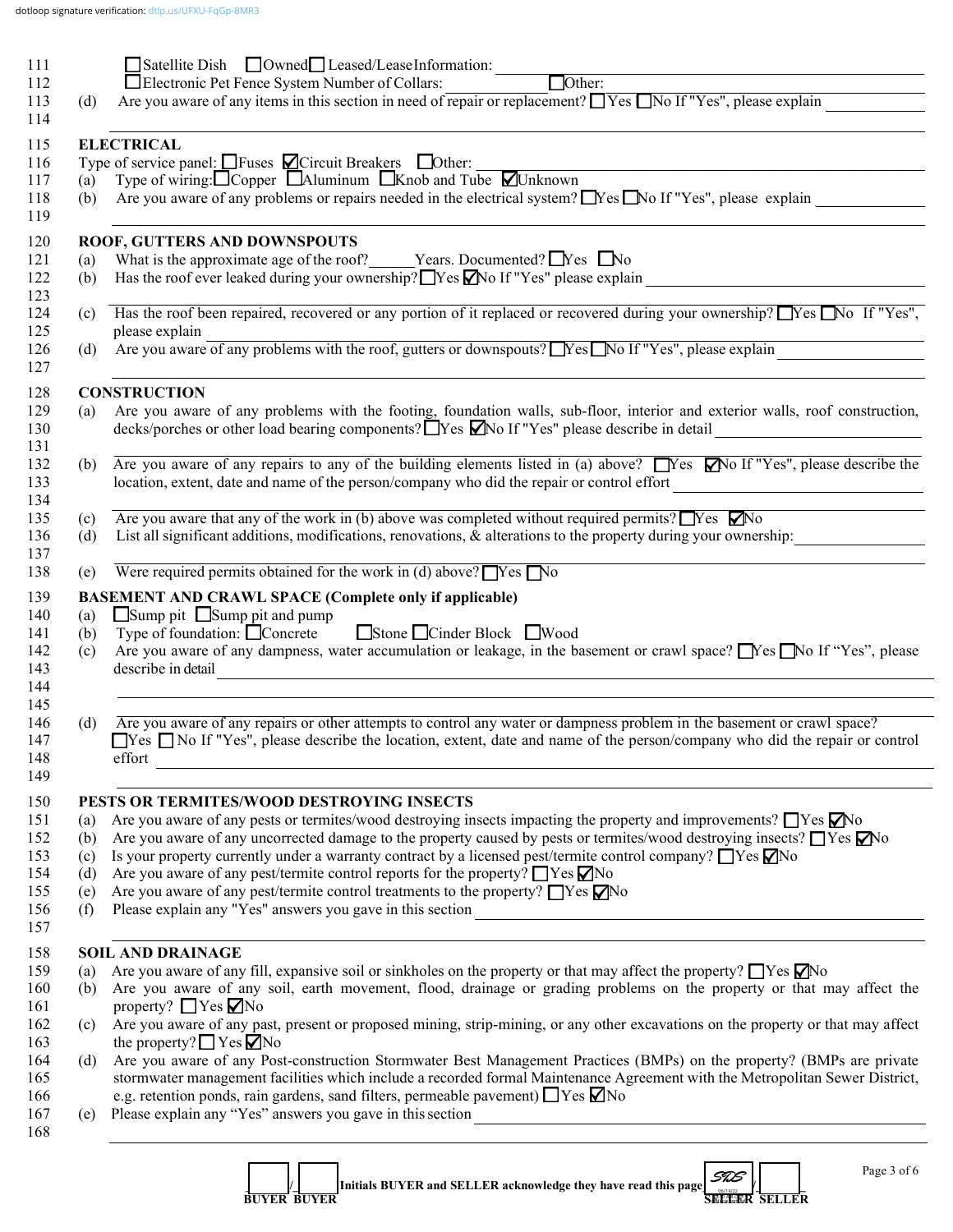111 ☐ Satellite Dish ☐ Owned ☐ Leased/Lease Information: ____________________

112 ☐ Electronic Pet Fence System Number of Collars: __________ ☐ Other: ____________________

113 (d) Are you aware of any items in this section in need of repair or replacement? ☐ Yes ☐ No If "Yes", please explain ____________________

114 ________________________________________

115 **ELECTRICAL**

116 Type of service panel: ☐ Fuses ☑ Circuit Breakers ☐ Other: ____________________

117 (a) Type of wiring: ☐ Copper ☐ Aluminum ☐ Knob and Tube ☑ Unknown

118 (b) Are you aware of any problems or repairs needed in the electrical system? ☐ Yes ☐ No If "Yes", please explain ____________________

119 ________________________________________

120 **ROOF, GUTTERS AND DOWNSPOUTS**

121 (a) What is the approximate age of the roof? ______ Years. Documented? ☐ Yes ☐ No

122 (b) Has the roof ever leaked during your ownership? ☐ Yes ☑ No If "Yes" please explain ____________________

123 ________________________________________

124 (c) Has the roof been repaired, recovered or any portion of it replaced or recovered during your ownership? ☐ Yes ☐ No If "Yes",

125 please explain ____________________

126 (d) Are you aware of any problems with the roof, gutters or downspouts? ☐ Yes ☐ No If "Yes", please explain ____________________

127 ________________________________________

128 **CONSTRUCTION**

129 (a) Are you aware of any problems with the footing, foundation walls, sub-floor, interior and exterior walls, roof construction,

130 decks/porches or other load bearing components? ☐ Yes ☑ No If "Yes" please describe in detail ____________________

131 ________________________________________

132 (b) Are you aware of any repairs to any of the building elements listed in (a) above? ☐ Yes ☑ No If "Yes", please describe the

133 location, extent, date and name of the person/company who did the repair or control effort ____________________

134 ________________________________________

135 (c) Are you aware that any of the work in (b) above was completed without required permits? ☐ Yes ☑ No

136 (d) List all significant additions, modifications, renovations, & alterations to the property during your ownership: ____________________

137 ________________________________________

138 (e) Were required permits obtained for the work in (d) above? ☐ Yes ☐ No

139 **BASEMENT AND CRAWL SPACE (Complete only if applicable)**

140 (a) ☐ Sump pit ☐ Sump pit and pump

141 (b) Type of foundation: ☐ Concrete ☐ Stone ☐ Cinder Block ☐ Wood

142 (c) Are you aware of any dampness, water accumulation or leakage, in the basement or crawl space? ☐ Yes ☐ No If "Yes", please

143 describe in detail ____________________

144 ________________________________________

145 ________________________________________

146 (d) Are you aware of any repairs or other attempts to control any water or dampness problem in the basement or crawl space?

147 ☐ Yes ☐ No If "Yes", please describe the location, extent, date and name of the person/company who did the repair or control

148 effort ____________________

149 ________________________________________

150 **PESTS OR TERMITES/WOOD DESTROYING INSECTS**

151 (a) Are you aware of any pests or termites/wood destroying insects impacting the property and improvements? ☐ Yes ☑ No

152 (b) Are you aware of any uncorrected damage to the property caused by pests or termites/wood destroying insects? ☐ Yes ☑ No

153 (c) Is your property currently under a warranty contract by a licensed pest/termite control company? ☐ Yes ☑ No

154 (d) Are you aware of any pest/termite control reports for the property? ☐ Yes ☑ No

155 (e) Are you aware of any pest/termite control treatments to the property? ☐ Yes ☑ No

156 (f) Please explain any "Yes" answers you gave in this section ____________________

157 ________________________________________

158 **SOIL AND DRAINAGE**

159 (a) Are you aware of any fill, expansive soil or sinkholes on the property or that may affect the property? ☐ Yes ☑ No

160 (b) Are you aware of any soil, earth movement, flood, drainage or grading problems on the property or that may affect the

161 property? ☐ Yes ☑ No

162 (c) Are you aware of any past, present or proposed mining, strip-mining, or any other excavations on the property or that may affect

163 the property? ☐ Yes ☑ No

164 (d) Are you aware of any Post-construction Stormwater Best Management Practices (BMPs) on the property? (BMPs are private

165 stormwater management facilities which include a recorded formal Maintenance Agreement with the Metropolitan Sewer District,

166 e.g. retention ponds, rain gardens, sand filters, permeable pavement) ☐ Yes ☑ No

167 (e) Please explain any "Yes" answers you gave in this section ____________________

168 ________________________________________

______ / ______ Initials BUYER and SELLER acknowledge they have read this page SDS 06/14/22 / ______

BUYER BUYER SELLER SELLER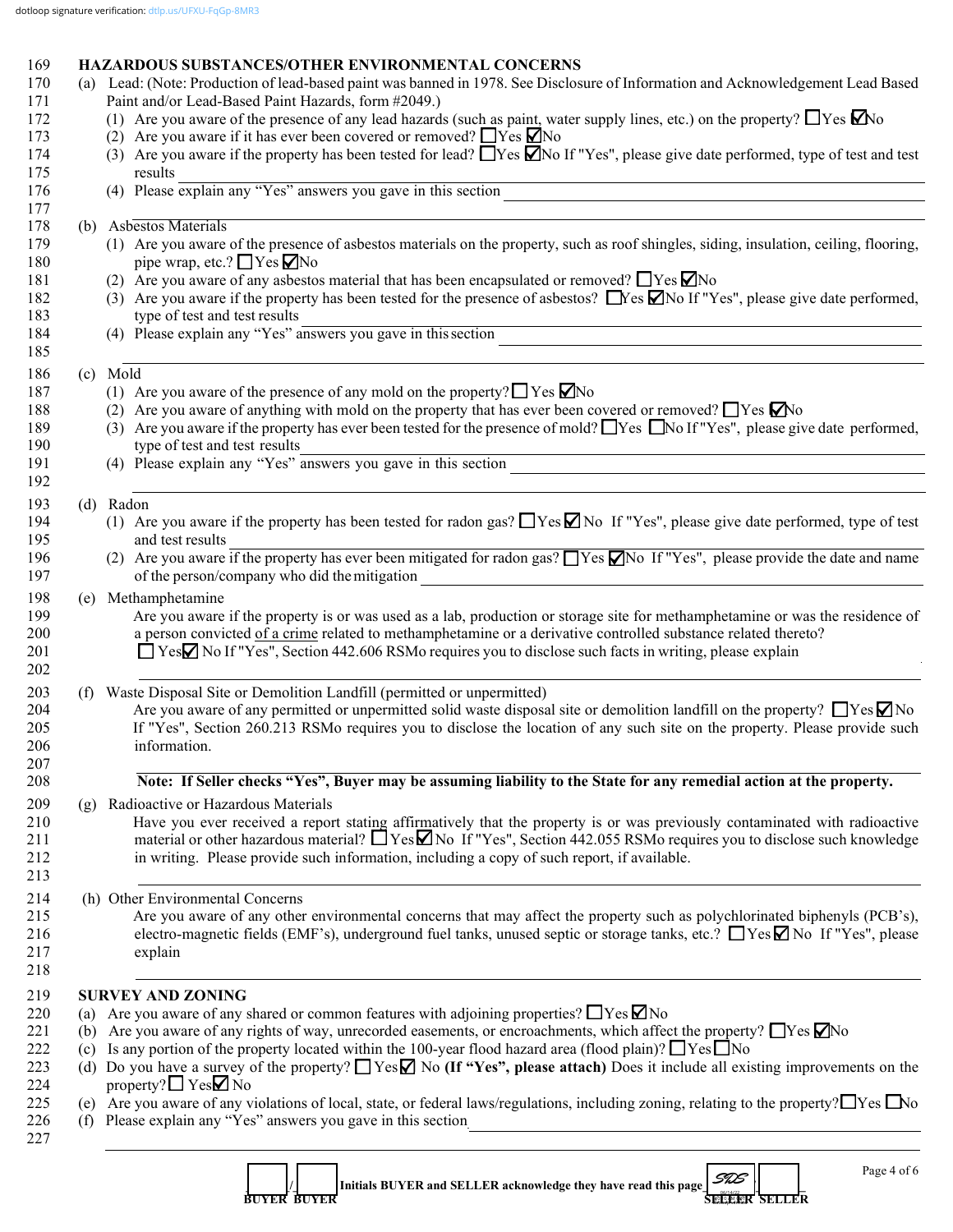## HAZARDOUS SUBSTANCES/OTHER ENVIRONMENTAL CONCERNS

(a) Lead: (Note: Production of lead-based paint was banned in 1978. See Disclosure of Information and Acknowledgement Lead Based Paint and/or Lead-Based Paint Hazards, form #2049.)

(1) Are you aware of the presence of any lead hazards (such as paint, water supply lines, etc.) on the property? ☐Yes ☑No

(2) Are you aware if it has ever been covered or removed? ☐Yes ☑No

(3) Are you aware if the property has been tested for lead? ☐Yes ☑No If "Yes", please give date performed, type of test and test results \_\_\_\_\_\_\_\_\_\_

(4) Please explain any "Yes" answers you gave in this section \_\_\_\_\_\_\_\_\_\_

(b) Asbestos Materials

(1) Are you aware of the presence of asbestos materials on the property, such as roof shingles, siding, insulation, ceiling, flooring, pipe wrap, etc.? ☐Yes ☑No

(2) Are you aware of any asbestos material that has been encapsulated or removed? ☐Yes ☑No

(3) Are you aware if the property has been tested for the presence of asbestos? ☐Yes ☑No If "Yes", please give date performed, type of test and test results \_\_\_\_\_\_\_\_\_\_

(4) Please explain any "Yes" answers you gave in this section \_\_\_\_\_\_\_\_\_\_

(c) Mold

(1) Are you aware of the presence of any mold on the property? ☐Yes ☑No

(2) Are you aware of anything with mold on the property that has ever been covered or removed? ☐Yes ☑No

(3) Are you aware if the property has ever been tested for the presence of mold? ☐Yes ☐No If "Yes", please give date performed, type of test and test results \_\_\_\_\_\_\_\_\_\_

(4) Please explain any "Yes" answers you gave in this section \_\_\_\_\_\_\_\_\_\_

(d) Radon

(1) Are you aware if the property has been tested for radon gas? ☐Yes ☑No If "Yes", please give date performed, type of test and test results \_\_\_\_\_\_\_\_\_\_

(2) Are you aware if the property has ever been mitigated for radon gas? ☐Yes ☑No If "Yes", please provide the date and name of the person/company who did the mitigation \_\_\_\_\_\_\_\_\_\_

(e) Methamphetamine

Are you aware if the property is or was used as a lab, production or storage site for methamphetamine or was the residence of a person convicted of a crime related to methamphetamine or a derivative controlled substance related thereto? ☐Yes ☑No If "Yes", Section 442.606 RSMo requires you to disclose such facts in writing, please explain \_\_\_\_\_\_\_\_\_\_

(f) Waste Disposal Site or Demolition Landfill (permitted or unpermitted)

Are you aware of any permitted or unpermitted solid waste disposal site or demolition landfill on the property? ☐Yes ☑No If "Yes", Section 260.213 RSMo requires you to disclose the location of any such site on the property. Please provide such information. \_\_\_\_\_\_\_\_\_\_

**Note: If Seller checks "Yes", Buyer may be assuming liability to the State for any remedial action at the property.**

(g) Radioactive or Hazardous Materials

Have you ever received a report stating affirmatively that the property is or was previously contaminated with radioactive material or other hazardous material? ☐Yes ☑No If "Yes", Section 442.055 RSMo requires you to disclose such knowledge in writing. Please provide such information, including a copy of such report, if available. \_\_\_\_\_\_\_\_\_\_

(h) Other Environmental Concerns

Are you aware of any other environmental concerns that may affect the property such as polychlorinated biphenyls (PCB's), electro-magnetic fields (EMF's), underground fuel tanks, unused septic or storage tanks, etc.? ☐Yes ☑No If "Yes", please explain \_\_\_\_\_\_\_\_\_\_

## SURVEY AND ZONING

(a) Are you aware of any shared or common features with adjoining properties? ☐Yes ☑No

(b) Are you aware of any rights of way, unrecorded easements, or encroachments, which affect the property? ☐Yes ☑No

(c) Is any portion of the property located within the 100-year flood hazard area (flood plain)? ☐Yes ☐No

(d) Do you have a survey of the property? ☐Yes ☑No **(If "Yes", please attach)** Does it include all existing improvements on the property? ☐Yes ☑No

(e) Are you aware of any violations of local, state, or federal laws/regulations, including zoning, relating to the property? ☐Yes ☐No

(f) Please explain any "Yes" answers you gave in this section \_\_\_\_\_\_\_\_\_\_

\_\_\_\_ / \_\_\_\_ **Initials BUYER and SELLER acknowledge they have read this page** SWS / \_\_\_\_

BUYER BUYER SELLER SELLER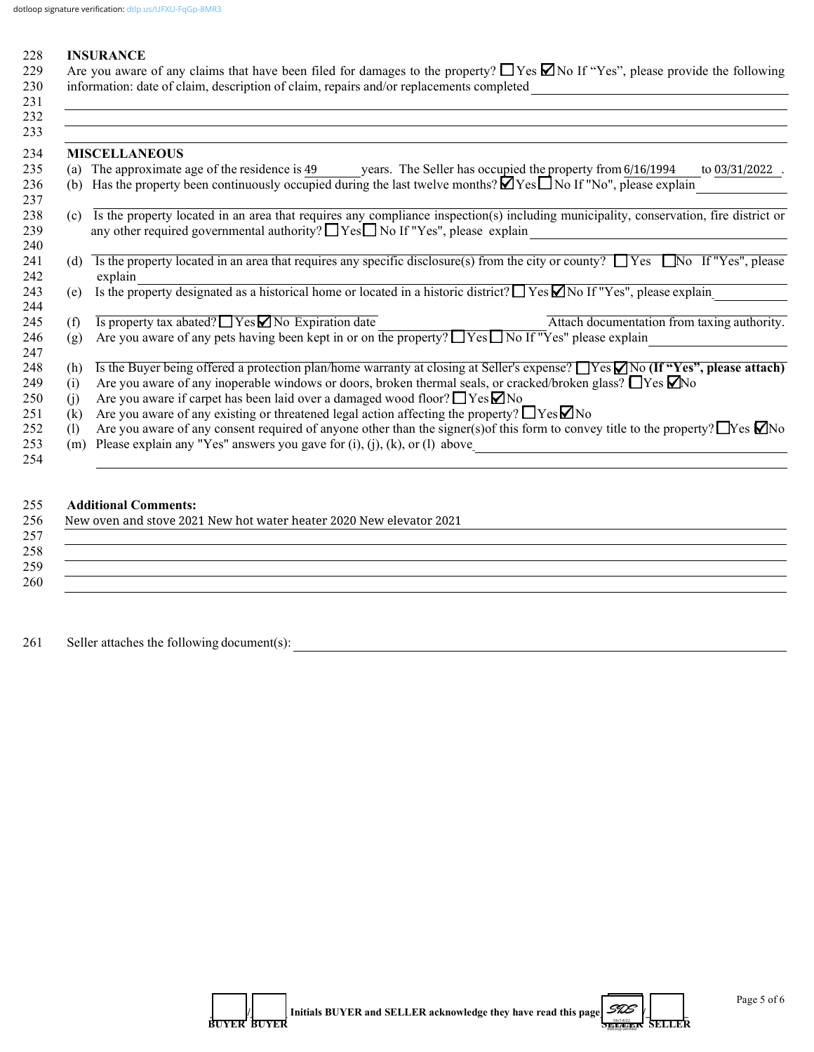dotloop signature verification: dtlp.us/UFXU-FqGp-8MR3

228 **INSURANCE**

229 Are you aware of any claims that have been filed for damages to the property? ☐ Yes ☑ No If "Yes", please provide the following
230 information: date of claim, description of claim, repairs and/or replacements completed ____________
231
232
233

234 **MISCELLANEOUS**

235 (a) The approximate age of the residence is 49 years. The Seller has occupied the property from 6/16/1994 to 03/31/2022 .
236 (b) Has the property been continuously occupied during the last twelve months? ☑ Yes ☐ No If "No", please explain ____________
237
238 (c) Is the property located in an area that requires any compliance inspection(s) including municipality, conservation, fire district or
239 any other required governmental authority? ☐ Yes ☐ No If "Yes", please explain ____________
240
241 (d) Is the property located in an area that requires any specific disclosure(s) from the city or county? ☐ Yes ☐ No If "Yes", please
242 explain ____________
243 (e) Is the property designated as a historical home or located in a historic district? ☐ Yes ☑ No If "Yes", please explain ____________
244
245 (f) Is property tax abated? ☐ Yes ☑ No Expiration date ____________ Attach documentation from taxing authority.
246 (g) Are you aware of any pets having been kept in or on the property? ☐ Yes ☐ No If "Yes" please explain ____________
247
248 (h) Is the Buyer being offered a protection plan/home warranty at closing at Seller's expense? ☐ Yes ☑ No **(If "Yes", please attach)**
249 (i) Are you aware of any inoperable windows or doors, broken thermal seals, or cracked/broken glass? ☐ Yes ☑ No
250 (j) Are you aware if carpet has been laid over a damaged wood floor? ☐ Yes ☑ No
251 (k) Are you aware of any existing or threatened legal action affecting the property? ☐ Yes ☑ No
252 (l) Are you aware of any consent required of anyone other than the signer(s)of this form to convey title to the property? ☐ Yes ☑ No
253 (m) Please explain any "Yes" answers you gave for (i), (j), (k), or (l) above ____________
254

255 **Additional Comments:**

256 New oven and stove 2021 New hot water heater 2020 New elevator 2021
257
258
259
260

261 Seller attaches the following document(s): ____________

____ / ____ **Initials BUYER and SELLER acknowledge they have read this page** SJS 06/14/22 dotloop verified / ____

BUYER BUYER SELLER SELLER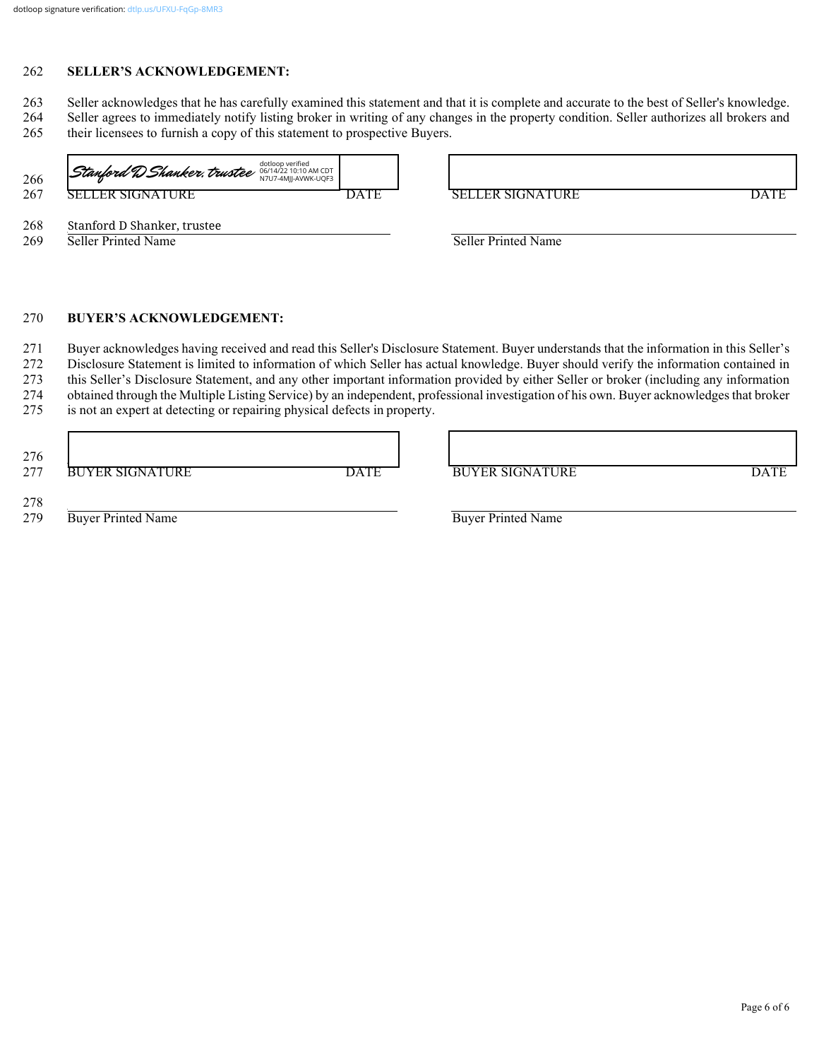dotloop signature verification: dtlp.us/UFXU-FqGp-8MR3

**SELLER'S ACKNOWLEDGEMENT:**

Seller acknowledges that he has carefully examined this statement and that it is complete and accurate to the best of Seller's knowledge. Seller agrees to immediately notify listing broker in writing of any changes in the property condition. Seller authorizes all brokers and their licensees to furnish a copy of this statement to prospective Buyers.

| | | | |
|---|---|---|---|
| Stanford D Shanker, trustee (dotloop verified 06/14/22 10:10 AM CDT N7U7-4MJJ-AVWK-UQF3) | | | |
| SELLER SIGNATURE | DATE | SELLER SIGNATURE | DATE |
| Stanford D Shanker, trustee | | | |
| Seller Printed Name | | Seller Printed Name | |

**BUYER'S ACKNOWLEDGEMENT:**

Buyer acknowledges having received and read this Seller's Disclosure Statement. Buyer understands that the information in this Seller's Disclosure Statement is limited to information of which Seller has actual knowledge. Buyer should verify the information contained in this Seller's Disclosure Statement, and any other important information provided by either Seller or broker (including any information obtained through the Multiple Listing Service) by an independent, professional investigation of his own. Buyer acknowledges that broker is not an expert at detecting or repairing physical defects in property.

| | | | |
|---|---|---|---|
| | | | |
| BUYER SIGNATURE | DATE | BUYER SIGNATURE | DATE |
| | | | |
| Buyer Printed Name | | Buyer Printed Name | |